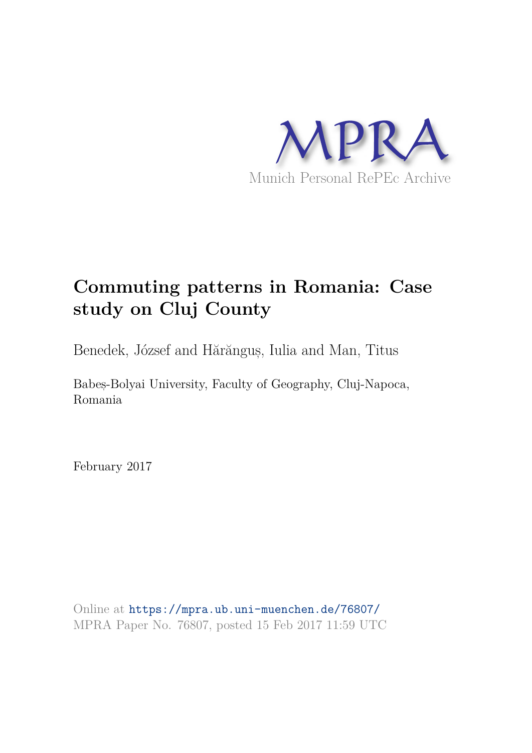MPRA

Munich Personal RePEc Archive

# Commuting patterns in Romania: Case study on Cluj County

Benedek, József and Hărănguș, Iulia and Man, Titus

Babeș-Bolyai University, Faculty of Geography, Cluj-Napoca, Romania

February 2017

Online at https://mpra.ub.uni-muenchen.de/76807/
MPRA Paper No. 76807, posted 15 Feb 2017 11:59 UTC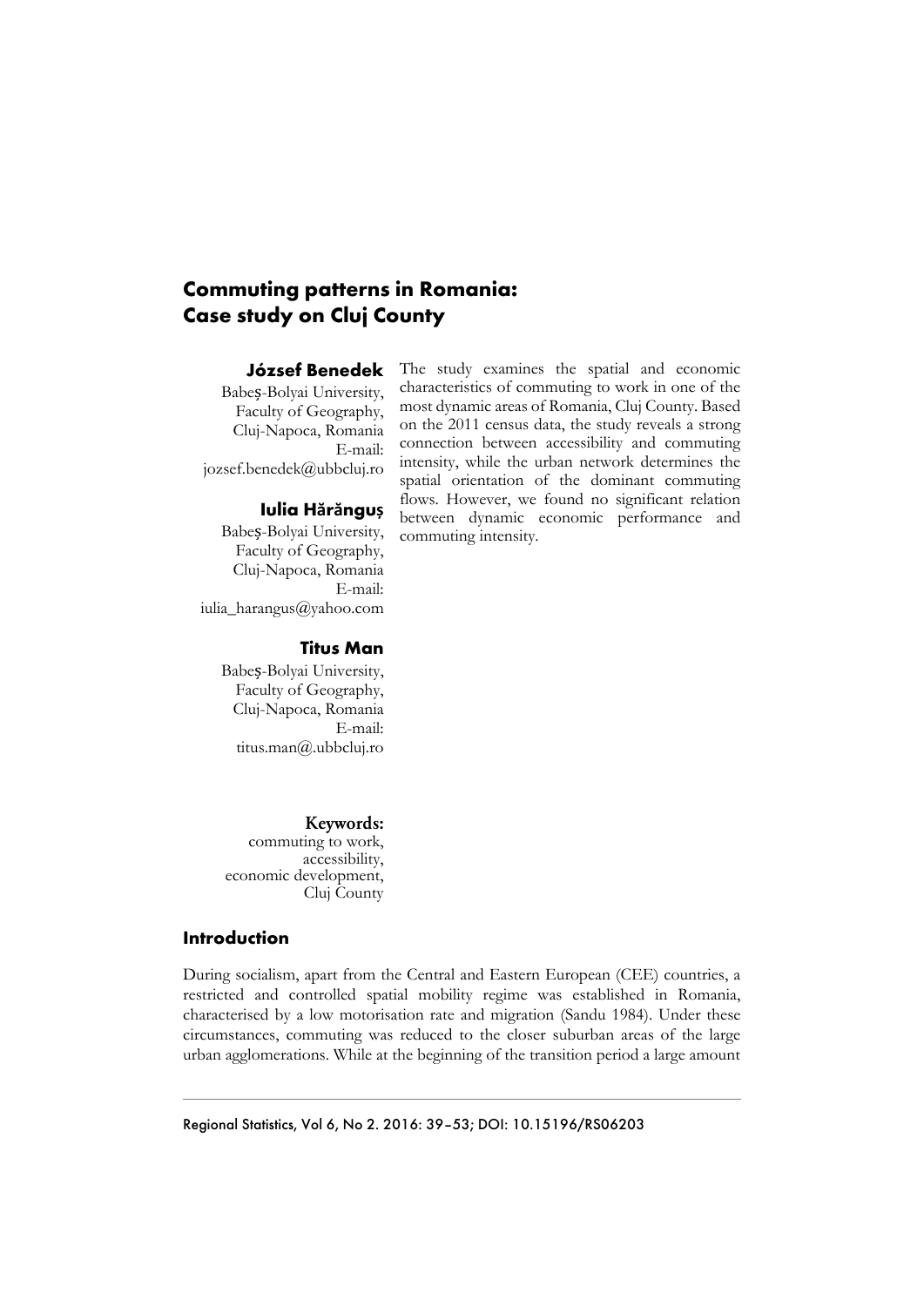# Commuting patterns in Romania: Case study on Cluj County

**József Benedek**
Babeş-Bolyai University,
Faculty of Geography,
Cluj-Napoca, Romania
E-mail:
jozsef.benedek@ubbcluj.ro

**Iulia Hărănguș**
Babeş-Bolyai University,
Faculty of Geography,
Cluj-Napoca, Romania
E-mail:
iulia_harangus@yahoo.com

**Titus Man**
Babeş-Bolyai University,
Faculty of Geography,
Cluj-Napoca, Romania
E-mail:
titus.man@.ubbcluj.ro

The study examines the spatial and economic characteristics of commuting to work in one of the most dynamic areas of Romania, Cluj County. Based on the 2011 census data, the study reveals a strong connection between accessibility and commuting intensity, while the urban network determines the spatial orientation of the dominant commuting flows. However, we found no significant relation between dynamic economic performance and commuting intensity.

**Keywords:**
commuting to work,
accessibility,
economic development,
Cluj County

## Introduction

During socialism, apart from the Central and Eastern European (CEE) countries, a restricted and controlled spatial mobility regime was established in Romania, characterised by a low motorisation rate and migration (Sandu 1984). Under these circumstances, commuting was reduced to the closer suburban areas of the large urban agglomerations. While at the beginning of the transition period a large amount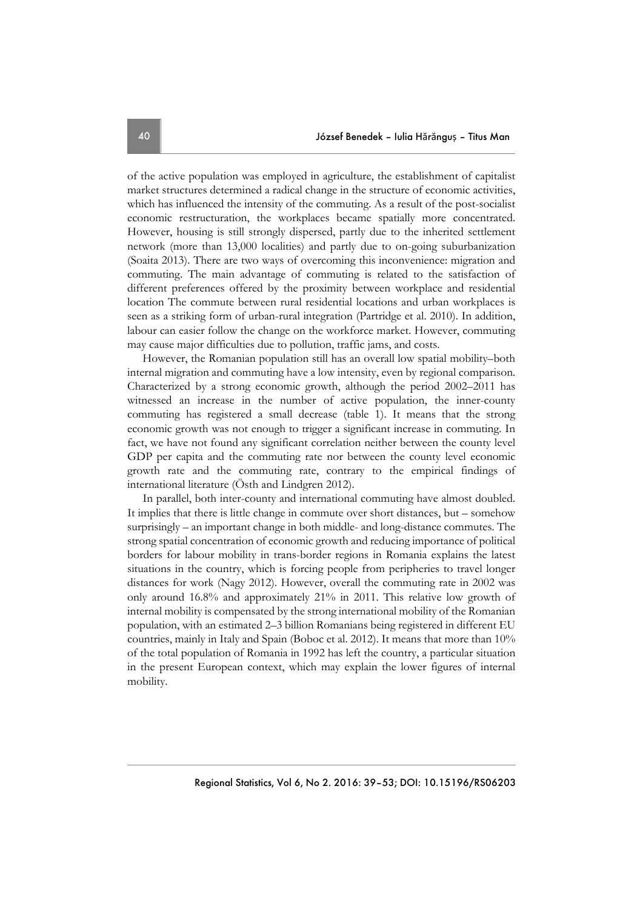of the active population was employed in agriculture, the establishment of capitalist market structures determined a radical change in the structure of economic activities, which has influenced the intensity of the commuting. As a result of the post-socialist economic restructuration, the workplaces became spatially more concentrated. However, housing is still strongly dispersed, partly due to the inherited settlement network (more than 13,000 localities) and partly due to on-going suburbanization (Soaita 2013). There are two ways of overcoming this inconvenience: migration and commuting. The main advantage of commuting is related to the satisfaction of different preferences offered by the proximity between workplace and residential location The commute between rural residential locations and urban workplaces is seen as a striking form of urban-rural integration (Partridge et al. 2010). In addition, labour can easier follow the change on the workforce market. However, commuting may cause major difficulties due to pollution, traffic jams, and costs.

However, the Romanian population still has an overall low spatial mobility–both internal migration and commuting have a low intensity, even by regional comparison. Characterized by a strong economic growth, although the period 2002–2011 has witnessed an increase in the number of active population, the inner-county commuting has registered a small decrease (table 1). It means that the strong economic growth was not enough to trigger a significant increase in commuting. In fact, we have not found any significant correlation neither between the county level GDP per capita and the commuting rate nor between the county level economic growth rate and the commuting rate, contrary to the empirical findings of international literature (Östh and Lindgren 2012).

In parallel, both inter-county and international commuting have almost doubled. It implies that there is little change in commute over short distances, but – somehow surprisingly – an important change in both middle- and long-distance commutes. The strong spatial concentration of economic growth and reducing importance of political borders for labour mobility in trans-border regions in Romania explains the latest situations in the country, which is forcing people from peripheries to travel longer distances for work (Nagy 2012). However, overall the commuting rate in 2002 was only around 16.8% and approximately 21% in 2011. This relative low growth of internal mobility is compensated by the strong international mobility of the Romanian population, with an estimated 2–3 billion Romanians being registered in different EU countries, mainly in Italy and Spain (Boboc et al. 2012). It means that more than 10% of the total population of Romania in 1992 has left the country, a particular situation in the present European context, which may explain the lower figures of internal mobility.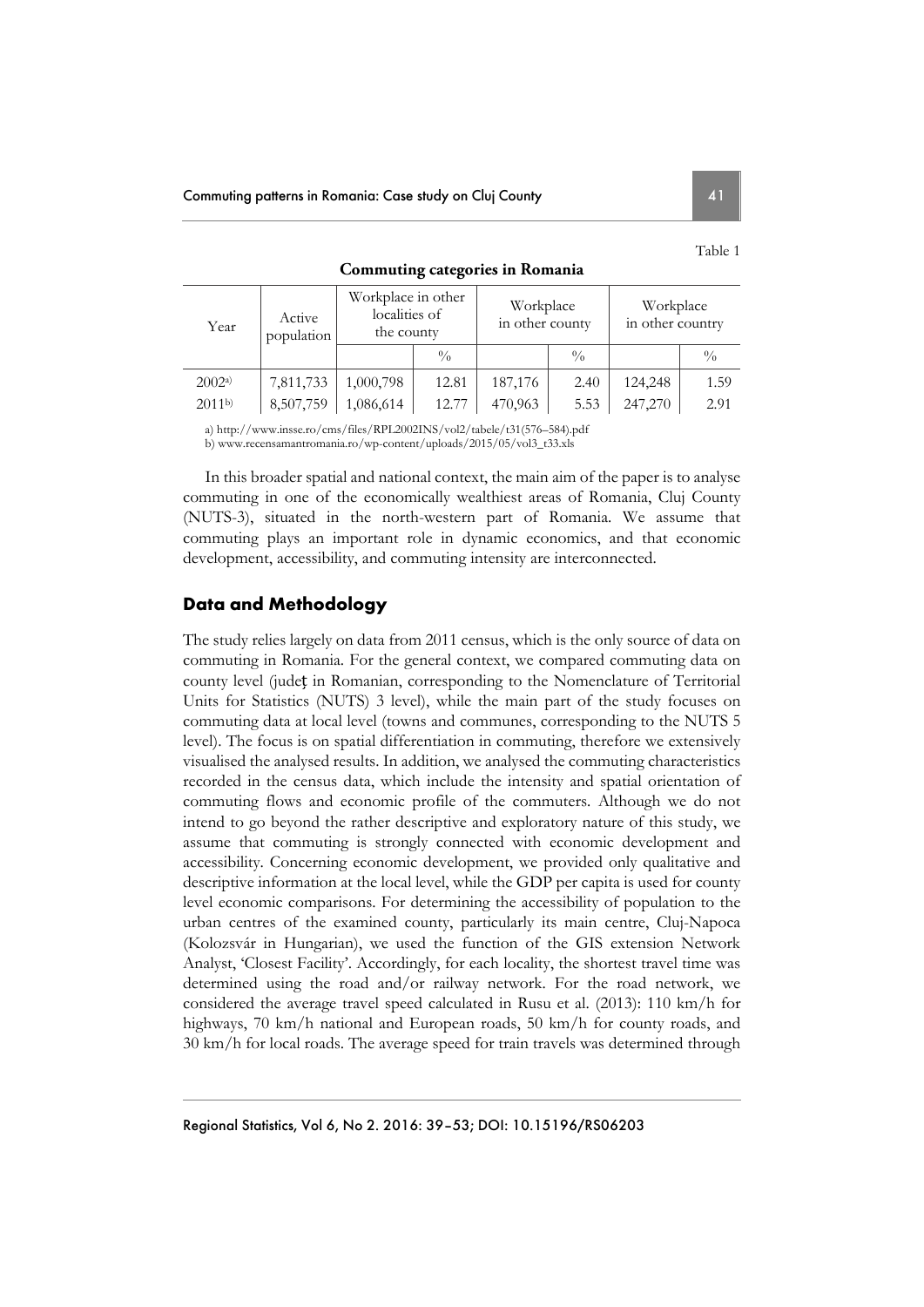Table 1

**Commuting categories in Romania**

| Year | Active population | Workplace in other localities of the county | | Workplace in other county | | Workplace in other country | |
|---|---|---|---|---|---|---|---|
| | | | % | | % | | % |
| 2002[a)] | 7,811,733 | 1,000,798 | 12.81 | 187,176 | 2.40 | 124,248 | 1.59 |
| 2011[b)] | 8,507,759 | 1,086,614 | 12.77 | 470,963 | 5.53 | 247,270 | 2.91 |

a) http://www.insse.ro/cms/files/RPL2002INS/vol2/tabele/t31(576–584).pdf
b) www.recensamantromania.ro/wp-content/uploads/2015/05/vol3_t33.xls

In this broader spatial and national context, the main aim of the paper is to analyse commuting in one of the economically wealthiest areas of Romania, Cluj County (NUTS-3), situated in the north-western part of Romania. We assume that commuting plays an important role in dynamic economics, and that economic development, accessibility, and commuting intensity are interconnected.

## Data and Methodology

The study relies largely on data from 2011 census, which is the only source of data on commuting in Romania. For the general context, we compared commuting data on county level (județ in Romanian, corresponding to the Nomenclature of Territorial Units for Statistics (NUTS) 3 level), while the main part of the study focuses on commuting data at local level (towns and communes, corresponding to the NUTS 5 level). The focus is on spatial differentiation in commuting, therefore we extensively visualised the analysed results. In addition, we analysed the commuting characteristics recorded in the census data, which include the intensity and spatial orientation of commuting flows and economic profile of the commuters. Although we do not intend to go beyond the rather descriptive and exploratory nature of this study, we assume that commuting is strongly connected with economic development and accessibility. Concerning economic development, we provided only qualitative and descriptive information at the local level, while the GDP per capita is used for county level economic comparisons. For determining the accessibility of population to the urban centres of the examined county, particularly its main centre, Cluj-Napoca (Kolozsvár in Hungarian), we used the function of the GIS extension Network Analyst, 'Closest Facility'. Accordingly, for each locality, the shortest travel time was determined using the road and/or railway network. For the road network, we considered the average travel speed calculated in Rusu et al. (2013): 110 km/h for highways, 70 km/h national and European roads, 50 km/h for county roads, and 30 km/h for local roads. The average speed for train travels was determined through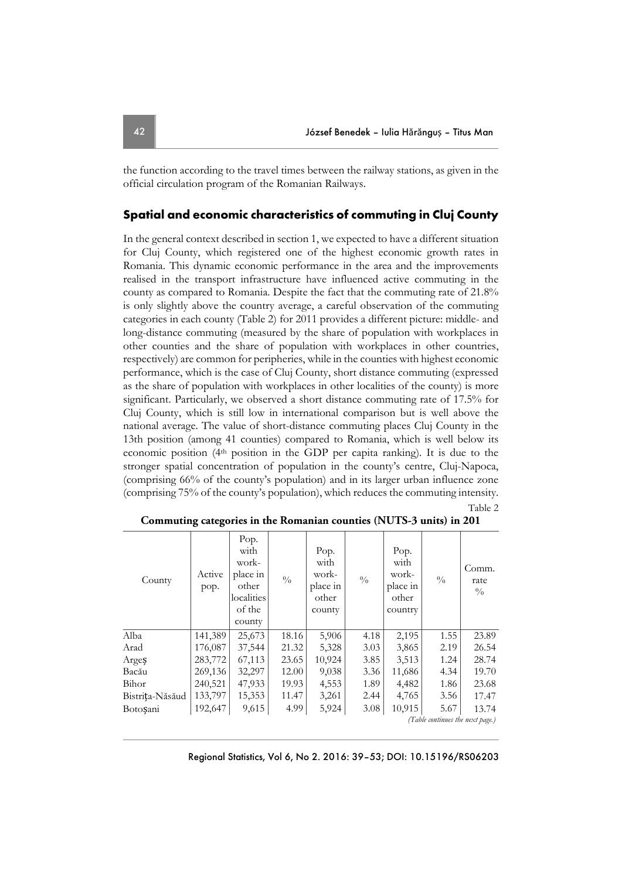the function according to the travel times between the railway stations, as given in the official circulation program of the Romanian Railways.

## Spatial and economic characteristics of commuting in Cluj County

In the general context described in section 1, we expected to have a different situation for Cluj County, which registered one of the highest economic growth rates in Romania. This dynamic economic performance in the area and the improvements realised in the transport infrastructure have influenced active commuting in the county as compared to Romania. Despite the fact that the commuting rate of 21.8% is only slightly above the country average, a careful observation of the commuting categories in each county (Table 2) for 2011 provides a different picture: middle- and long-distance commuting (measured by the share of population with workplaces in other counties and the share of population with workplaces in other countries, respectively) are common for peripheries, while in the counties with highest economic performance, which is the case of Cluj County, short distance commuting (expressed as the share of population with workplaces in other localities of the county) is more significant. Particularly, we observed a short distance commuting rate of 17.5% for Cluj County, which is still low in international comparison but is well above the national average. The value of short-distance commuting places Cluj County in the 13th position (among 41 counties) compared to Romania, which is well below its economic position (4th position in the GDP per capita ranking). It is due to the stronger spatial concentration of population in the county's centre, Cluj-Napoca, (comprising 66% of the county's population) and in its larger urban influence zone (comprising 75% of the county's population), which reduces the commuting intensity.

Table 2

**Commuting categories in the Romanian counties (NUTS-3 units) in 201**

| County | Active pop. | Pop. with work-place in other localities of the county | % | Pop. with work-place in other county | % | Pop. with work-place in other country | % | Comm. rate % |
|---|---|---|---|---|---|---|---|---|
| Alba | 141,389 | 25,673 | 18.16 | 5,906 | 4.18 | 2,195 | 1.55 | 23.89 |
| Arad | 176,087 | 37,544 | 21.32 | 5,328 | 3.03 | 3,865 | 2.19 | 26.54 |
| Argeș | 283,772 | 67,113 | 23.65 | 10,924 | 3.85 | 3,513 | 1.24 | 28.74 |
| Bacău | 269,136 | 32,297 | 12.00 | 9,038 | 3.36 | 11,686 | 4.34 | 19.70 |
| Bihor | 240,521 | 47,933 | 19.93 | 4,553 | 1.89 | 4,482 | 1.86 | 23.68 |
| Bistrița-Năsăud | 133,797 | 15,353 | 11.47 | 3,261 | 2.44 | 4,765 | 3.56 | 17.47 |
| Botoșani | 192,647 | 9,615 | 4.99 | 5,924 | 3.08 | 10,915 | 5.67 | 13.74 |

*(Table continues the next page.)*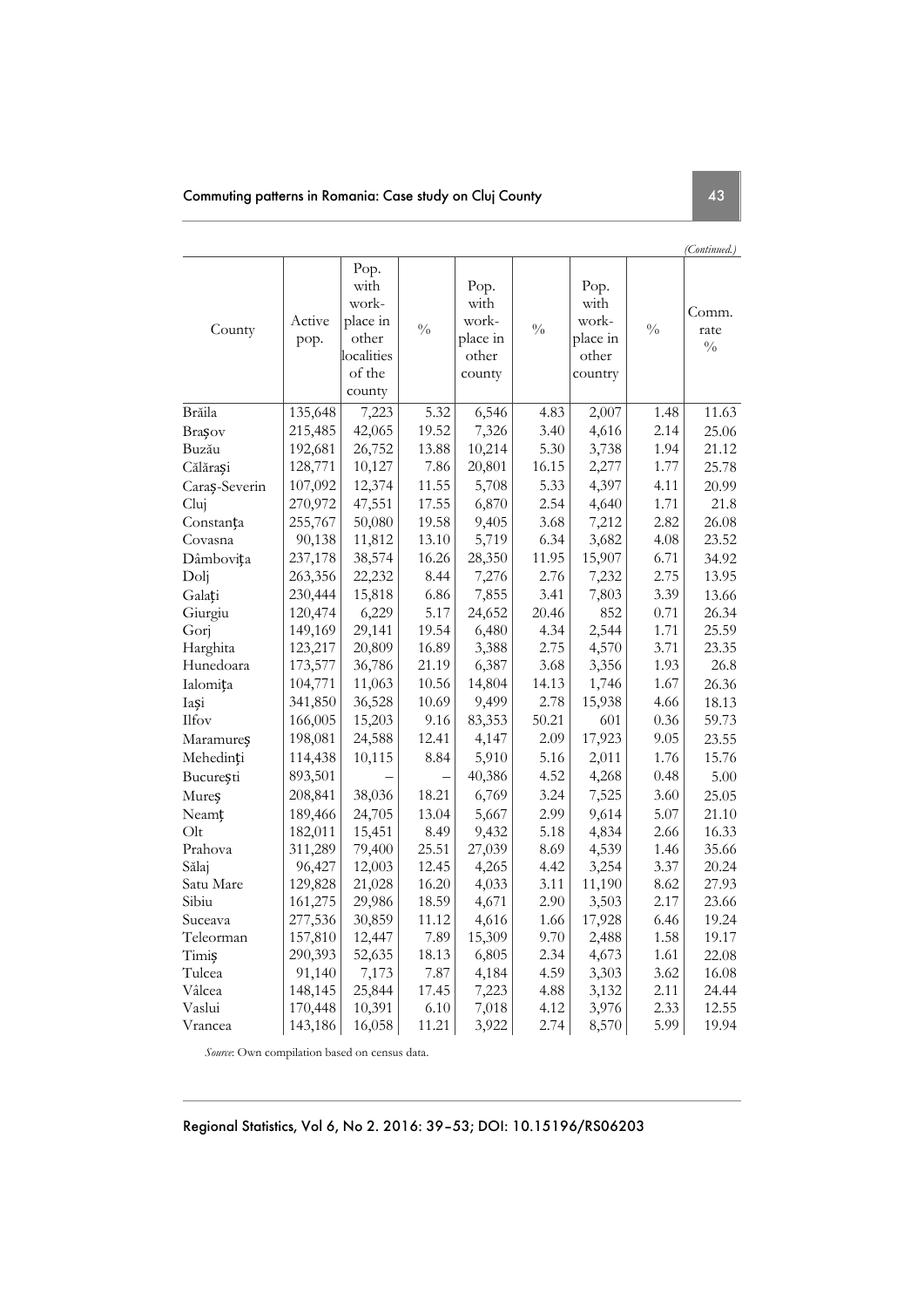*(Continued.)*

| County | Active pop. | Pop. with work-place in other localities of the county | % | Pop. with work-place in other county | % | Pop. with work-place in other country | % | Comm. rate % |
|---|---|---|---|---|---|---|---|---|
| Brăila | 135,648 | 7,223 | 5.32 | 6,546 | 4.83 | 2,007 | 1.48 | 11.63 |
| Brașov | 215,485 | 42,065 | 19.52 | 7,326 | 3.40 | 4,616 | 2.14 | 25.06 |
| Buzău | 192,681 | 26,752 | 13.88 | 10,214 | 5.30 | 3,738 | 1.94 | 21.12 |
| Călărași | 128,771 | 10,127 | 7.86 | 20,801 | 16.15 | 2,277 | 1.77 | 25.78 |
| Caraș-Severin | 107,092 | 12,374 | 11.55 | 5,708 | 5.33 | 4,397 | 4.11 | 20.99 |
| Cluj | 270,972 | 47,551 | 17.55 | 6,870 | 2.54 | 4,640 | 1.71 | 21.8 |
| Constanța | 255,767 | 50,080 | 19.58 | 9,405 | 3.68 | 7,212 | 2.82 | 26.08 |
| Covasna | 90,138 | 11,812 | 13.10 | 5,719 | 6.34 | 3,682 | 4.08 | 23.52 |
| Dâmbovița | 237,178 | 38,574 | 16.26 | 28,350 | 11.95 | 15,907 | 6.71 | 34.92 |
| Dolj | 263,356 | 22,232 | 8.44 | 7,276 | 2.76 | 7,232 | 2.75 | 13.95 |
| Galați | 230,444 | 15,818 | 6.86 | 7,855 | 3.41 | 7,803 | 3.39 | 13.66 |
| Giurgiu | 120,474 | 6,229 | 5.17 | 24,652 | 20.46 | 852 | 0.71 | 26.34 |
| Gorj | 149,169 | 29,141 | 19.54 | 6,480 | 4.34 | 2,544 | 1.71 | 25.59 |
| Harghita | 123,217 | 20,809 | 16.89 | 3,388 | 2.75 | 4,570 | 3.71 | 23.35 |
| Hunedoara | 173,577 | 36,786 | 21.19 | 6,387 | 3.68 | 3,356 | 1.93 | 26.8 |
| Ialomița | 104,771 | 11,063 | 10.56 | 14,804 | 14.13 | 1,746 | 1.67 | 26.36 |
| Iași | 341,850 | 36,528 | 10.69 | 9,499 | 2.78 | 15,938 | 4.66 | 18.13 |
| Ilfov | 166,005 | 15,203 | 9.16 | 83,353 | 50.21 | 601 | 0.36 | 59.73 |
| Maramureș | 198,081 | 24,588 | 12.41 | 4,147 | 2.09 | 17,923 | 9.05 | 23.55 |
| Mehedinți | 114,438 | 10,115 | 8.84 | 5,910 | 5.16 | 2,011 | 1.76 | 15.76 |
| București | 893,501 | – | – | 40,386 | 4.52 | 4,268 | 0.48 | 5.00 |
| Mureș | 208,841 | 38,036 | 18.21 | 6,769 | 3.24 | 7,525 | 3.60 | 25.05 |
| Neamț | 189,466 | 24,705 | 13.04 | 5,667 | 2.99 | 9,614 | 5.07 | 21.10 |
| Olt | 182,011 | 15,451 | 8.49 | 9,432 | 5.18 | 4,834 | 2.66 | 16.33 |
| Prahova | 311,289 | 79,400 | 25.51 | 27,039 | 8.69 | 4,539 | 1.46 | 35.66 |
| Sălaj | 96,427 | 12,003 | 12.45 | 4,265 | 4.42 | 3,254 | 3.37 | 20.24 |
| Satu Mare | 129,828 | 21,028 | 16.20 | 4,033 | 3.11 | 11,190 | 8.62 | 27.93 |
| Sibiu | 161,275 | 29,986 | 18.59 | 4,671 | 2.90 | 3,503 | 2.17 | 23.66 |
| Suceava | 277,536 | 30,859 | 11.12 | 4,616 | 1.66 | 17,928 | 6.46 | 19.24 |
| Teleorman | 157,810 | 12,447 | 7.89 | 15,309 | 9.70 | 2,488 | 1.58 | 19.17 |
| Timiș | 290,393 | 52,635 | 18.13 | 6,805 | 2.34 | 4,673 | 1.61 | 22.08 |
| Tulcea | 91,140 | 7,173 | 7.87 | 4,184 | 4.59 | 3,303 | 3.62 | 16.08 |
| Vâlcea | 148,145 | 25,844 | 17.45 | 7,223 | 4.88 | 3,132 | 2.11 | 24.44 |
| Vaslui | 170,448 | 10,391 | 6.10 | 7,018 | 4.12 | 3,976 | 2.33 | 12.55 |
| Vrancea | 143,186 | 16,058 | 11.21 | 3,922 | 2.74 | 8,570 | 5.99 | 19.94 |

*Source*: Own compilation based on census data.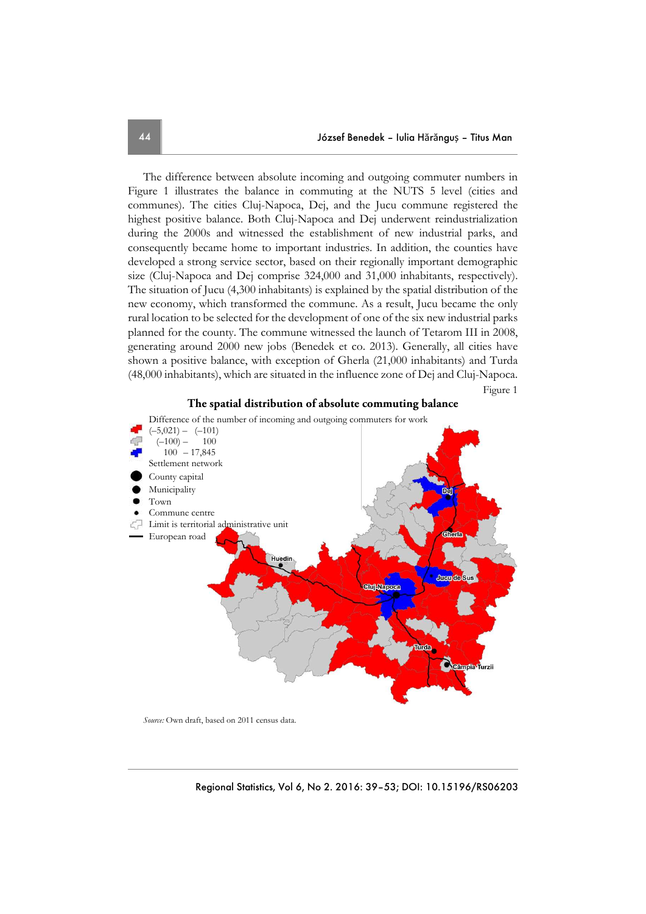The difference between absolute incoming and outgoing commuter numbers in Figure 1 illustrates the balance in commuting at the NUTS 5 level (cities and communes). The cities Cluj-Napoca, Dej, and the Jucu commune registered the highest positive balance. Both Cluj-Napoca and Dej underwent reindustrialization during the 2000s and witnessed the establishment of new industrial parks, and consequently became home to important industries. In addition, the counties have developed a strong service sector, based on their regionally important demographic size (Cluj-Napoca and Dej comprise 324,000 and 31,000 inhabitants, respectively). The situation of Jucu (4,300 inhabitants) is explained by the spatial distribution of the new economy, which transformed the commune. As a result, Jucu became the only rural location to be selected for the development of one of the six new industrial parks planned for the county. The commune witnessed the launch of Tetarom III in 2008, generating around 2000 new jobs (Benedek et co. 2013). Generally, all cities have shown a positive balance, with exception of Gherla (21,000 inhabitants) and Turda (48,000 inhabitants), which are situated in the influence zone of Dej and Cluj-Napoca.

Figure 1

**The spatial distribution of absolute commuting balance**

Difference of the number of incoming and outgoing commuters for work
(–5,021) – (–101)
(–100) – 100
100 – 17,845
Settlement network
County capital
Municipality
Town
Commune centre
Limit is territorial administrative unit
European road

*Source:* Own draft, based on 2011 census data.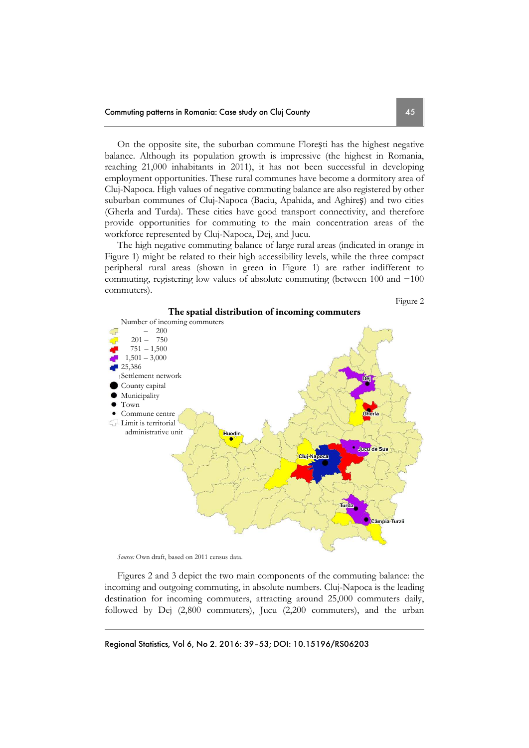On the opposite site, the suburban commune Florești has the highest negative balance. Although its population growth is impressive (the highest in Romania, reaching 21,000 inhabitants in 2011), it has not been successful in developing employment opportunities. These rural communes have become a dormitory area of Cluj-Napoca. High values of negative commuting balance are also registered by other suburban communes of Cluj-Napoca (Baciu, Apahida, and Aghireș) and two cities (Gherla and Turda). These cities have good transport connectivity, and therefore provide opportunities for commuting to the main concentration areas of the workforce represented by Cluj-Napoca, Dej, and Jucu.

The high negative commuting balance of large rural areas (indicated in orange in Figure 1) might be related to their high accessibility levels, while the three compact peripheral rural areas (shown in green in Figure 1) are rather indifferent to commuting, registering low values of absolute commuting (between 100 and −100 commuters).

Figure 2

**The spatial distribution of incoming commuters**

*Source:* Own draft, based on 2011 census data.

Figures 2 and 3 depict the two main components of the commuting balance: the incoming and outgoing commuting, in absolute numbers. Cluj-Napoca is the leading destination for incoming commuters, attracting around 25,000 commuters daily, followed by Dej (2,800 commuters), Jucu (2,200 commuters), and the urban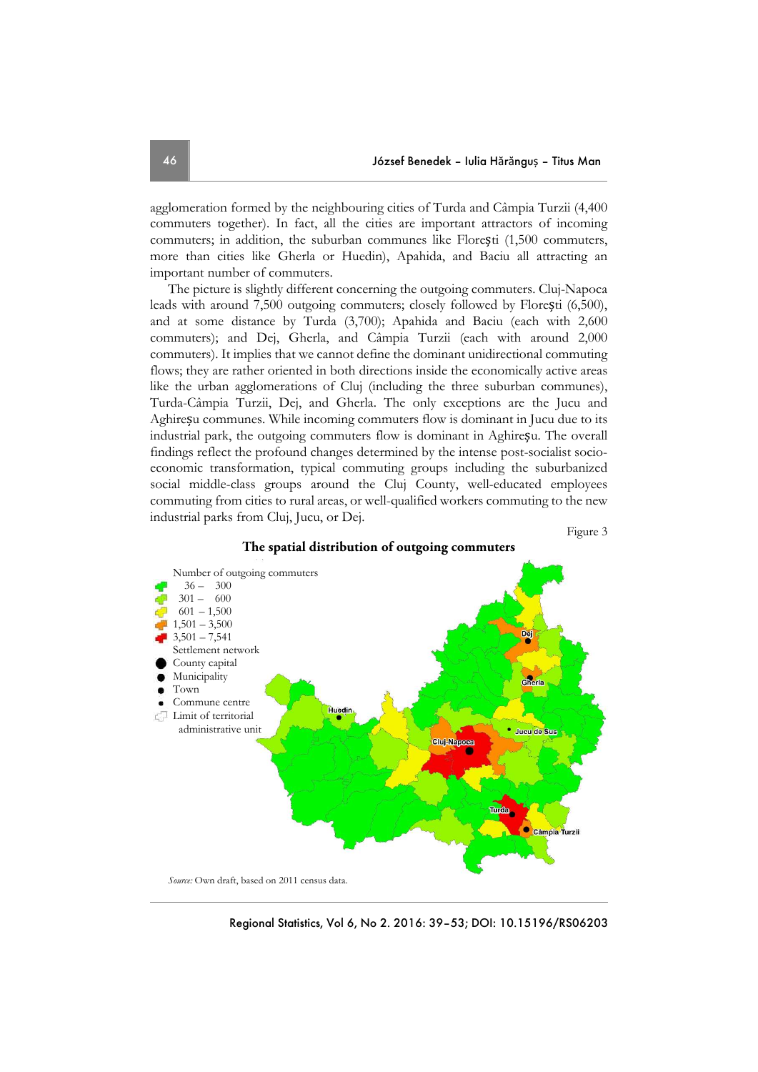agglomeration formed by the neighbouring cities of Turda and Câmpia Turzii (4,400 commuters together). In fact, all the cities are important attractors of incoming commuters; in addition, the suburban communes like Floreşti (1,500 commuters, more than cities like Gherla or Huedin), Apahida, and Baciu all attracting an important number of commuters.

The picture is slightly different concerning the outgoing commuters. Cluj-Napoca leads with around 7,500 outgoing commuters; closely followed by Floreşti (6,500), and at some distance by Turda (3,700); Apahida and Baciu (each with 2,600 commuters); and Dej, Gherla, and Câmpia Turzii (each with around 2,000 commuters). It implies that we cannot define the dominant unidirectional commuting flows; they are rather oriented in both directions inside the economically active areas like the urban agglomerations of Cluj (including the three suburban communes), Turda-Câmpia Turzii, Dej, and Gherla. The only exceptions are the Jucu and Aghireşu communes. While incoming commuters flow is dominant in Jucu due to its industrial park, the outgoing commuters flow is dominant in Aghireşu. The overall findings reflect the profound changes determined by the intense post-socialist socio-economic transformation, typical commuting groups including the suburbanized social middle-class groups around the Cluj County, well-educated employees commuting from cities to rural areas, or well-qualified workers commuting to the new industrial parks from Cluj, Jucu, or Dej.

Figure 3

**The spatial distribution of outgoing commuters**

*Source:* Own draft, based on 2011 census data.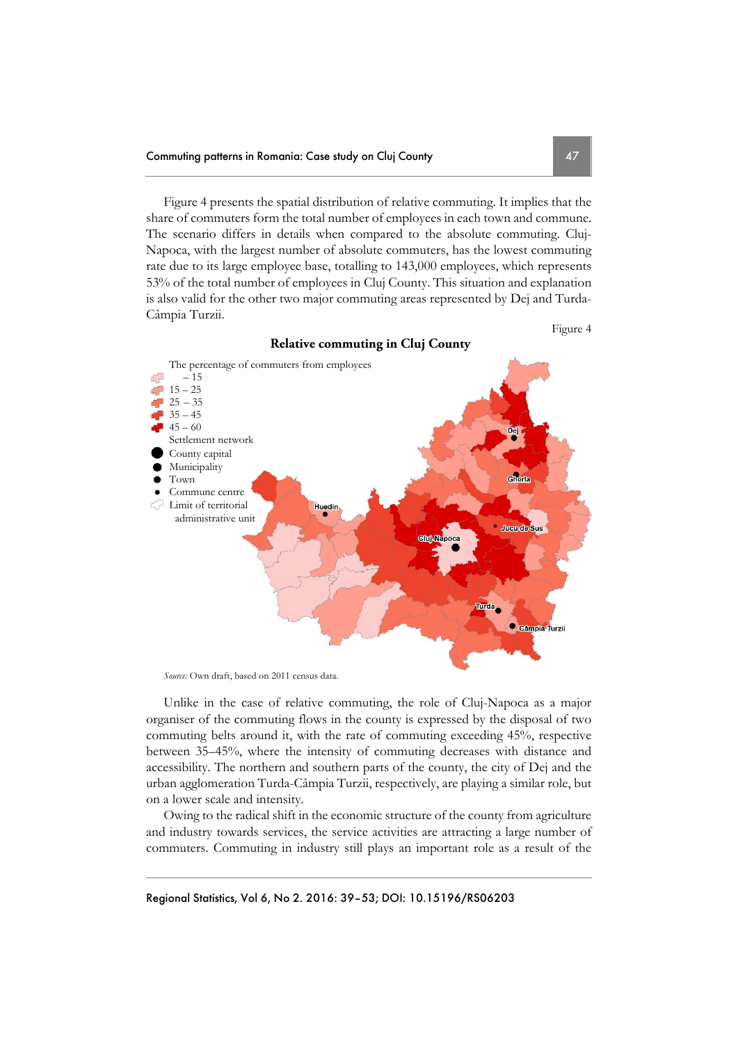Figure 4 presents the spatial distribution of relative commuting. It implies that the share of commuters form the total number of employees in each town and commune. The scenario differs in details when compared to the absolute commuting. Cluj-Napoca, with the largest number of absolute commuters, has the lowest commuting rate due to its large employee base, totalling to 143,000 employees, which represents 53% of the total number of employees in Cluj County. This situation and explanation is also valid for the other two major commuting areas represented by Dej and Turda-Câmpia Turzii.

Figure 4

**Relative commuting in Cluj County**

The percentage of commuters from employees
– 15
15 – 25
25 – 35
35 – 45
45 – 60
Settlement network
County capital
Municipality
Town
Commune centre
Limit of territorial administrative unit

Dej, Gherla, Huedin, Jucu de Sus, Cluj-Napoca, Turda, Câmpia Turzii

*Source:* Own draft, based on 2011 census data.

Unlike in the case of relative commuting, the role of Cluj-Napoca as a major organiser of the commuting flows in the county is expressed by the disposal of two commuting belts around it, with the rate of commuting exceeding 45%, respective between 35–45%, where the intensity of commuting decreases with distance and accessibility. The northern and southern parts of the county, the city of Dej and the urban agglomeration Turda-Câmpia Turzii, respectively, are playing a similar role, but on a lower scale and intensity.

Owing to the radical shift in the economic structure of the county from agriculture and industry towards services, the service activities are attracting a large number of commuters. Commuting in industry still plays an important role as a result of the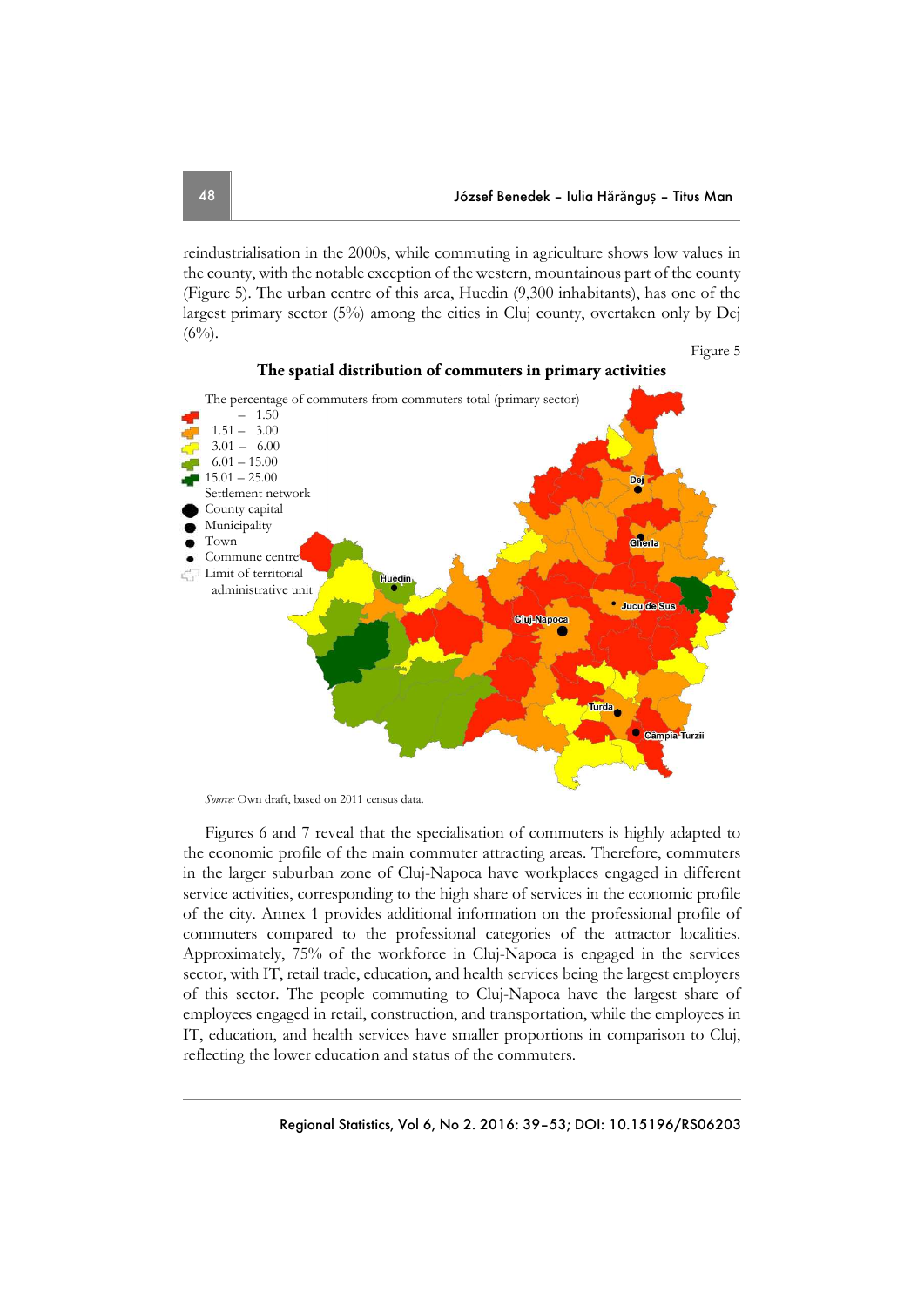reindustrialisation in the 2000s, while commuting in agriculture shows low values in the county, with the notable exception of the western, mountainous part of the county (Figure 5). The urban centre of this area, Huedin (9,300 inhabitants), has one of the largest primary sector (5%) among the cities in Cluj county, overtaken only by Dej (6%).

Figure 5

**The spatial distribution of commuters in primary activities**

*Source:* Own draft, based on 2011 census data.

Figures 6 and 7 reveal that the specialisation of commuters is highly adapted to the economic profile of the main commuter attracting areas. Therefore, commuters in the larger suburban zone of Cluj-Napoca have workplaces engaged in different service activities, corresponding to the high share of services in the economic profile of the city. Annex 1 provides additional information on the professional profile of commuters compared to the professional categories of the attractor localities. Approximately, 75% of the workforce in Cluj-Napoca is engaged in the services sector, with IT, retail trade, education, and health services being the largest employers of this sector. The people commuting to Cluj-Napoca have the largest share of employees engaged in retail, construction, and transportation, while the employees in IT, education, and health services have smaller proportions in comparison to Cluj, reflecting the lower education and status of the commuters.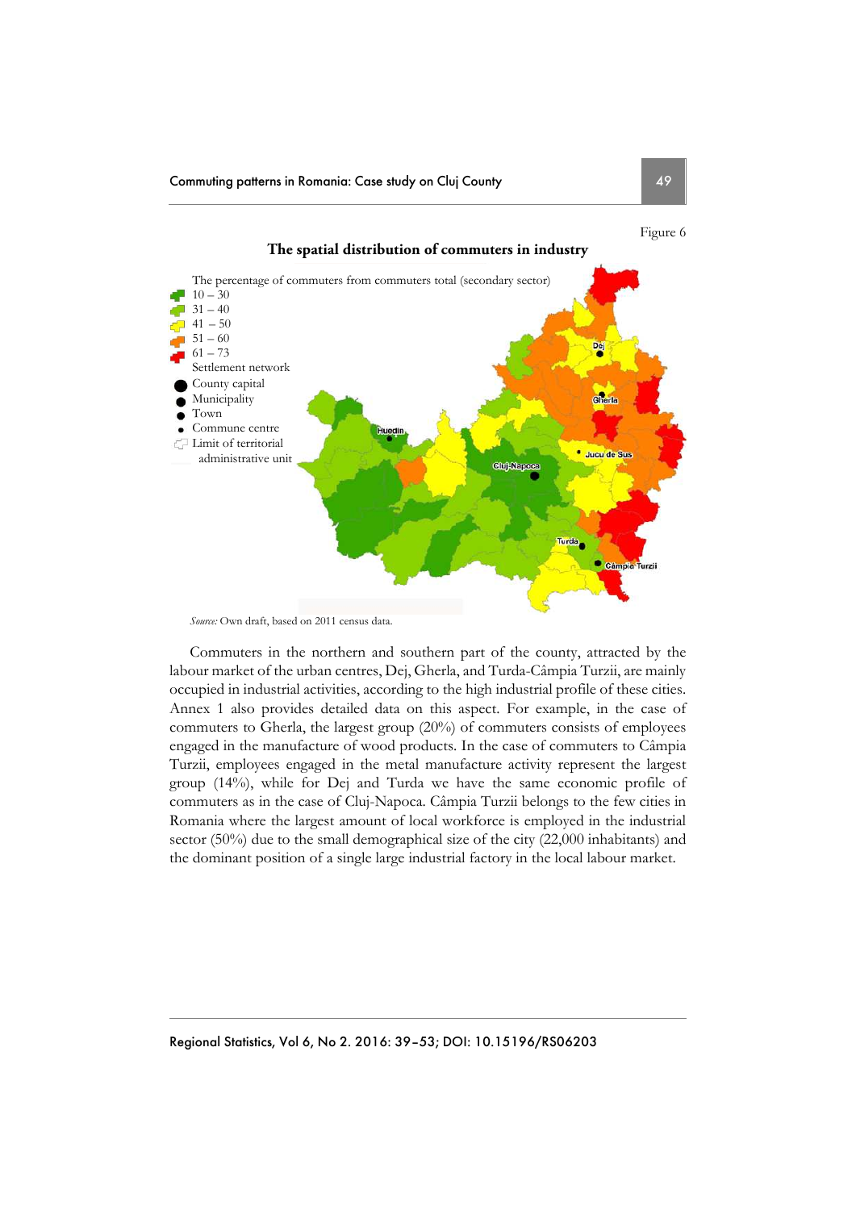Figure 6

**The spatial distribution of commuters in industry**

The percentage of commuters from commuters total (secondary sector)
- 10 – 30
- 31 – 40
- 41 – 50
- 51 – 60
- 61 – 73

Settlement network
- County capital
- Municipality
- Town
- Commune centre
- Limit of territorial administrative unit

*Source:* Own draft, based on 2011 census data.

Commuters in the northern and southern part of the county, attracted by the labour market of the urban centres, Dej, Gherla, and Turda-Câmpia Turzii, are mainly occupied in industrial activities, according to the high industrial profile of these cities. Annex 1 also provides detailed data on this aspect. For example, in the case of commuters to Gherla, the largest group (20%) of commuters consists of employees engaged in the manufacture of wood products. In the case of commuters to Câmpia Turzii, employees engaged in the metal manufacture activity represent the largest group (14%), while for Dej and Turda we have the same economic profile of commuters as in the case of Cluj-Napoca. Câmpia Turzii belongs to the few cities in Romania where the largest amount of local workforce is employed in the industrial sector (50%) due to the small demographical size of the city (22,000 inhabitants) and the dominant position of a single large industrial factory in the local labour market.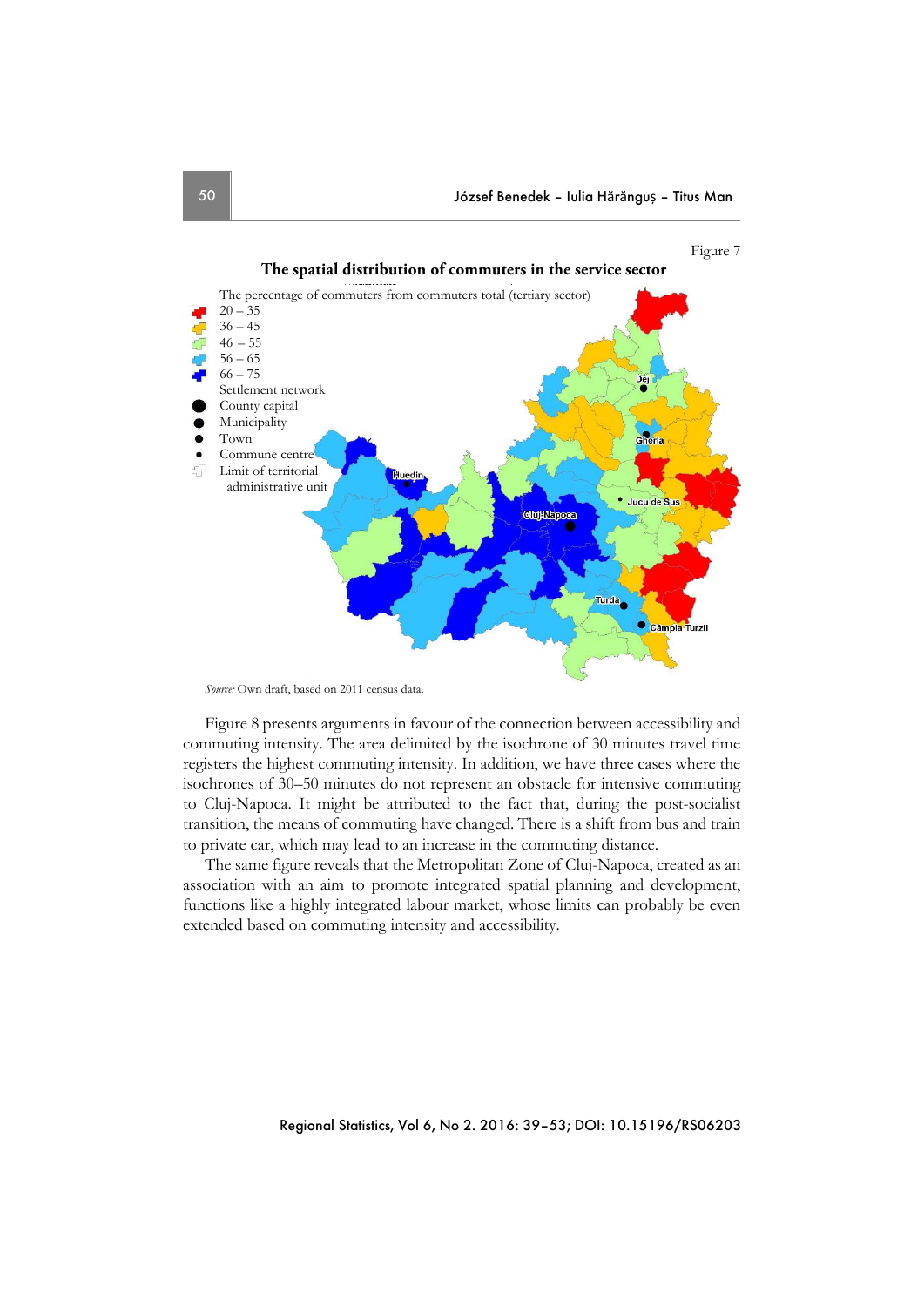Figure 7

**The spatial distribution of commuters in the service sector**

The percentage of commuters from commuters total (tertiary sector)
20 – 35
36 – 45
46 – 55
56 – 65
66 – 75
Settlement network
County capital
Municipality
Town
Commune centre
Limit of territorial administrative unit

*Source:* Own draft, based on 2011 census data.

Figure 8 presents arguments in favour of the connection between accessibility and commuting intensity. The area delimited by the isochrone of 30 minutes travel time registers the highest commuting intensity. In addition, we have three cases where the isochrones of 30–50 minutes do not represent an obstacle for intensive commuting to Cluj-Napoca. It might be attributed to the fact that, during the post-socialist transition, the means of commuting have changed. There is a shift from bus and train to private car, which may lead to an increase in the commuting distance.

The same figure reveals that the Metropolitan Zone of Cluj-Napoca, created as an association with an aim to promote integrated spatial planning and development, functions like a highly integrated labour market, whose limits can probably be even extended based on commuting intensity and accessibility.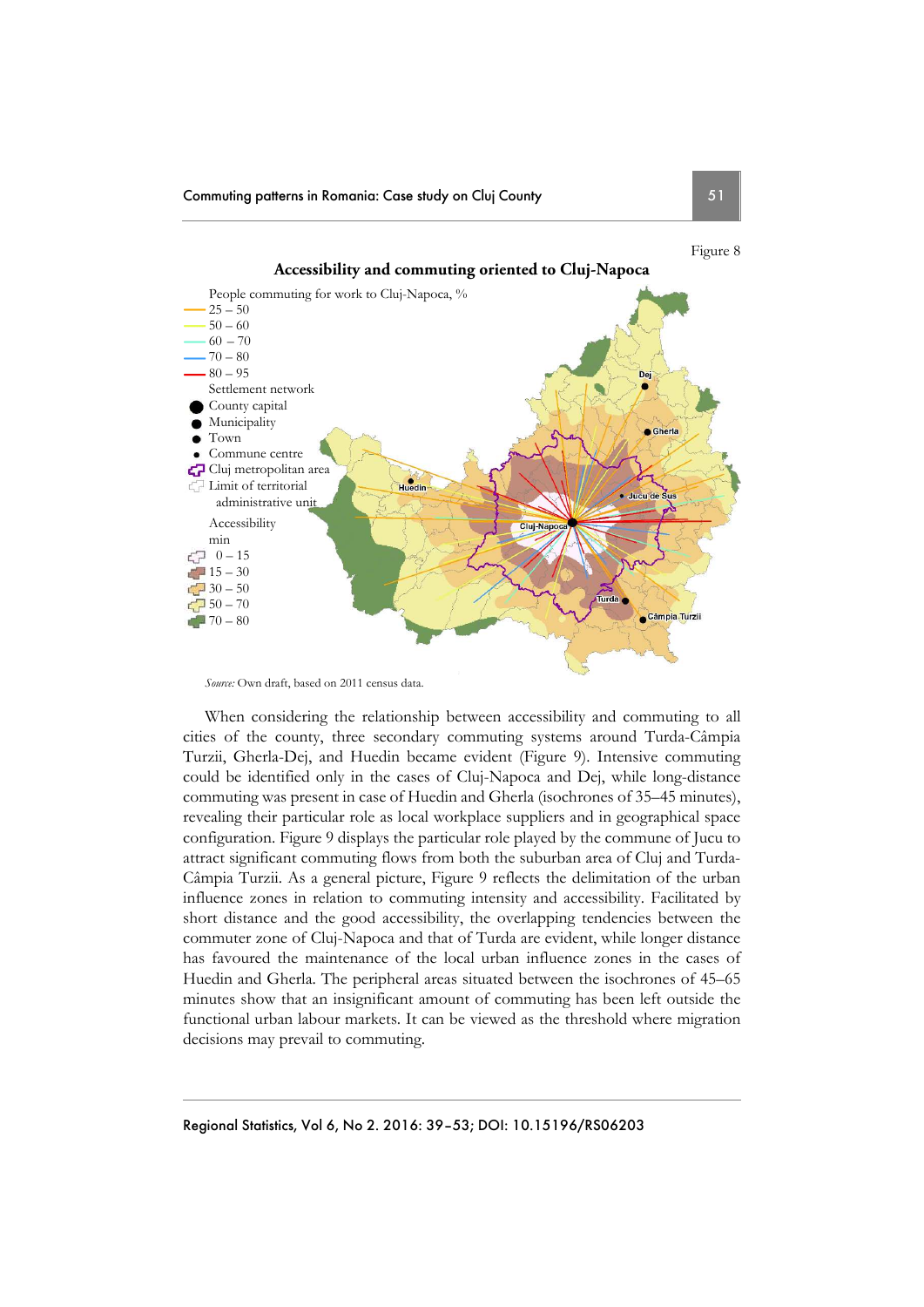Figure 8

**Accessibility and commuting oriented to Cluj-Napoca**

*Source:* Own draft, based on 2011 census data.

When considering the relationship between accessibility and commuting to all cities of the county, three secondary commuting systems around Turda-Câmpia Turzii, Gherla-Dej, and Huedin became evident (Figure 9). Intensive commuting could be identified only in the cases of Cluj-Napoca and Dej, while long-distance commuting was present in case of Huedin and Gherla (isochrones of 35–45 minutes), revealing their particular role as local workplace suppliers and in geographical space configuration. Figure 9 displays the particular role played by the commune of Jucu to attract significant commuting flows from both the suburban area of Cluj and Turda-Câmpia Turzii. As a general picture, Figure 9 reflects the delimitation of the urban influence zones in relation to commuting intensity and accessibility. Facilitated by short distance and the good accessibility, the overlapping tendencies between the commuter zone of Cluj-Napoca and that of Turda are evident, while longer distance has favoured the maintenance of the local urban influence zones in the cases of Huedin and Gherla. The peripheral areas situated between the isochrones of 45–65 minutes show that an insignificant amount of commuting has been left outside the functional urban labour markets. It can be viewed as the threshold where migration decisions may prevail to commuting.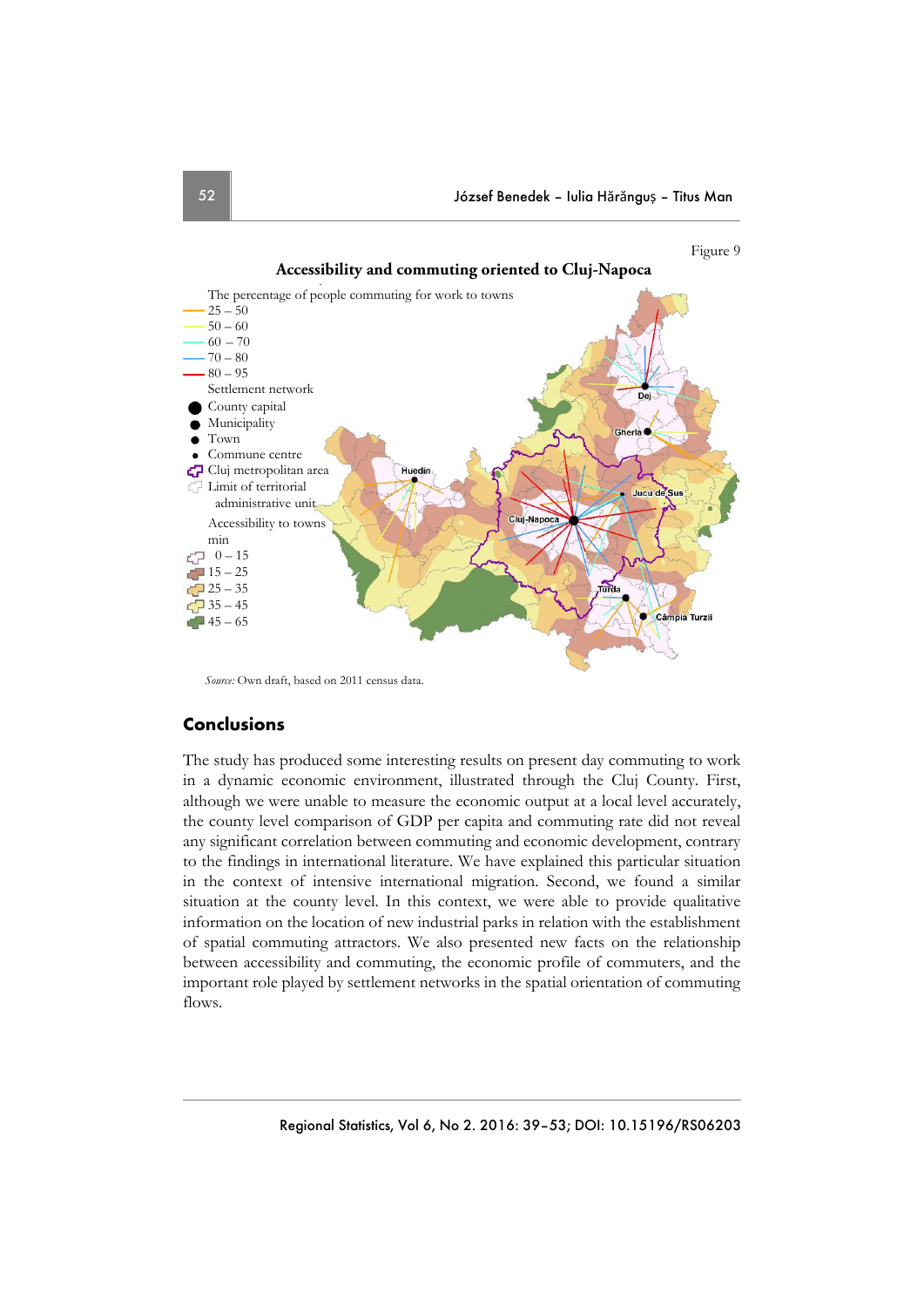Figure 9

**Accessibility and commuting oriented to Cluj-Napoca**

The percentage of people commuting for work to towns
- 25 – 50
- 50 – 60
- 60 – 70
- 70 – 80
- 80 – 95

Settlement network
- County capital
- Municipality
- Town
- Commune centre
- Cluj metropolitan area
- Limit of territorial administrative unit

Accessibility to towns min
- 0 – 15
- 15 – 25
- 25 – 35
- 35 – 45
- 45 – 65

Dej, Gherla, Huedin, Jucu de Sus, Cluj-Napoca, Turda, Câmpia Turzii

*Source:* Own draft, based on 2011 census data.

## Conclusions

The study has produced some interesting results on present day commuting to work in a dynamic economic environment, illustrated through the Cluj County. First, although we were unable to measure the economic output at a local level accurately, the county level comparison of GDP per capita and commuting rate did not reveal any significant correlation between commuting and economic development, contrary to the findings in international literature. We have explained this particular situation in the context of intensive international migration. Second, we found a similar situation at the county level. In this context, we were able to provide qualitative information on the location of new industrial parks in relation with the establishment of spatial commuting attractors. We also presented new facts on the relationship between accessibility and commuting, the economic profile of commuters, and the important role played by settlement networks in the spatial orientation of commuting flows.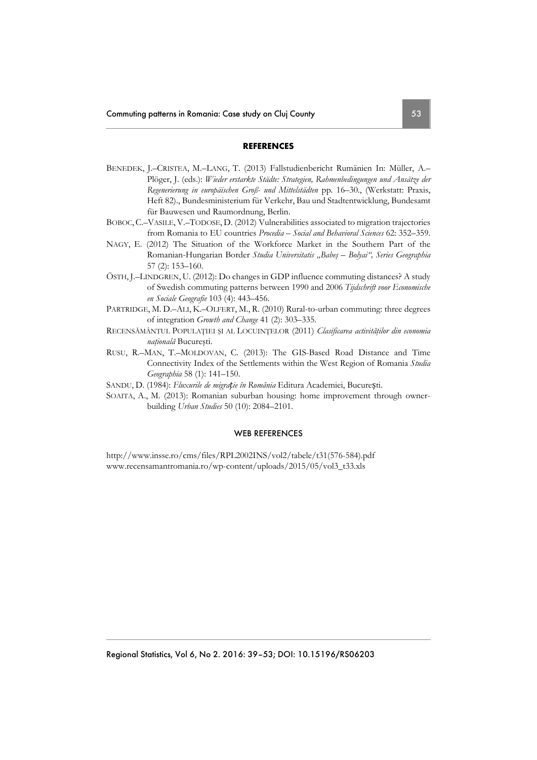## REFERENCES

BENEDEK, J.–CRISTEA, M.–LANG, T. (2013) Fallstudienbericht Rumänien In: Müller, A.–Plöger, J. (eds.): *Wieder erstarkte Städte: Strategien, Rahmenbedingungen und Ansätze der Regenerierung in europäischen Groß- und Mittelstädten* pp. 16–30., (Werkstatt: Praxis, Heft 82)., Bundesministerium für Verkehr, Bau und Stadtentwicklung, Bundesamt für Bauwesen und Raumordnung, Berlin.

BOBOC, C.–VASILE, V.–TODOSE, D. (2012) Vulnerabilities associated to migration trajectories from Romania to EU countries *Procedia – Social and Behavioral Sciences* 62: 352–359.

NAGY, E. (2012) The Situation of the Workforce Market in the Southern Part of the Romanian-Hungarian Border *Studia Universitatis „Babeș – Bolyai", Series Geographia* 57 (2): 153–160.

ÖSTH, J.–LINDGREN, U. (2012): Do changes in GDP influence commuting distances? A study of Swedish commuting patterns between 1990 and 2006 *Tijdschrift voor Economische en Sociale Geografie* 103 (4): 443–456.

PARTRIDGE, M. D.–ALI, K.–OLFERT, M., R. (2010) Rural-to-urban commuting: three degrees of integration *Growth and Change* 41 (2): 303–335.

RECENSĂMÂNTUL POPULAȚIEI ȘI AL LOCUINȚELOR (2011) *Clasificarea activităților din economia națională* București.

RUSU, R.–MAN, T.–MOLDOVAN, C. (2013): The GIS-Based Road Distance and Time Connectivity Index of the Settlements within the West Region of Romania *Studia Geographia* 58 (1): 141–150.

SANDU, D. (1984): *Fluxurile de migrație în România* Editura Academiei, București.

SOAITA, A., M. (2013): Romanian suburban housing: home improvement through owner-building *Urban Studies* 50 (10): 2084–2101.

## WEB REFERENCES

http://www.insse.ro/cms/files/RPL2002INS/vol2/tabele/t31(576-584).pdf
www.recensamantromania.ro/wp-content/uploads/2015/05/vol3_t33.xls